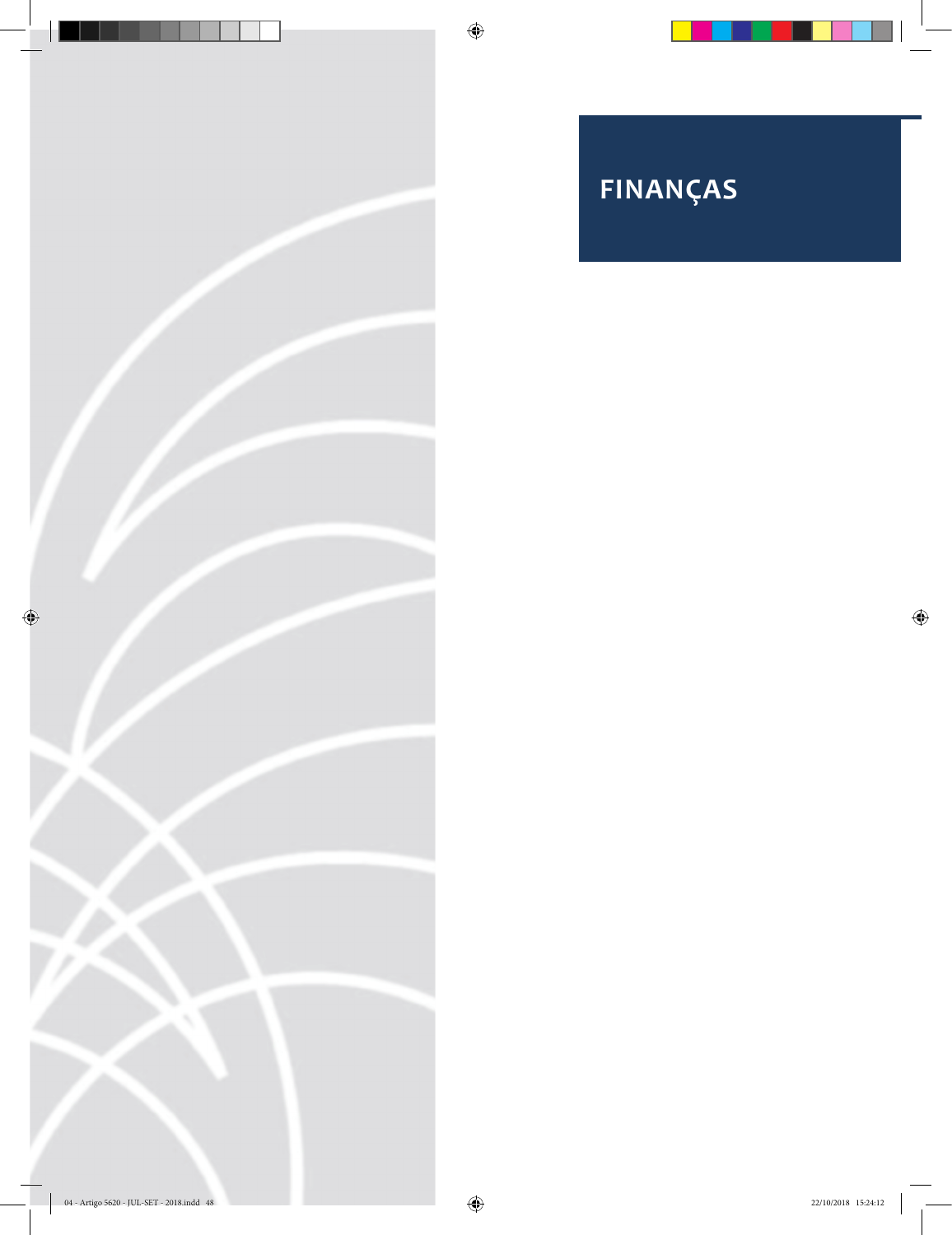# FINANÇAS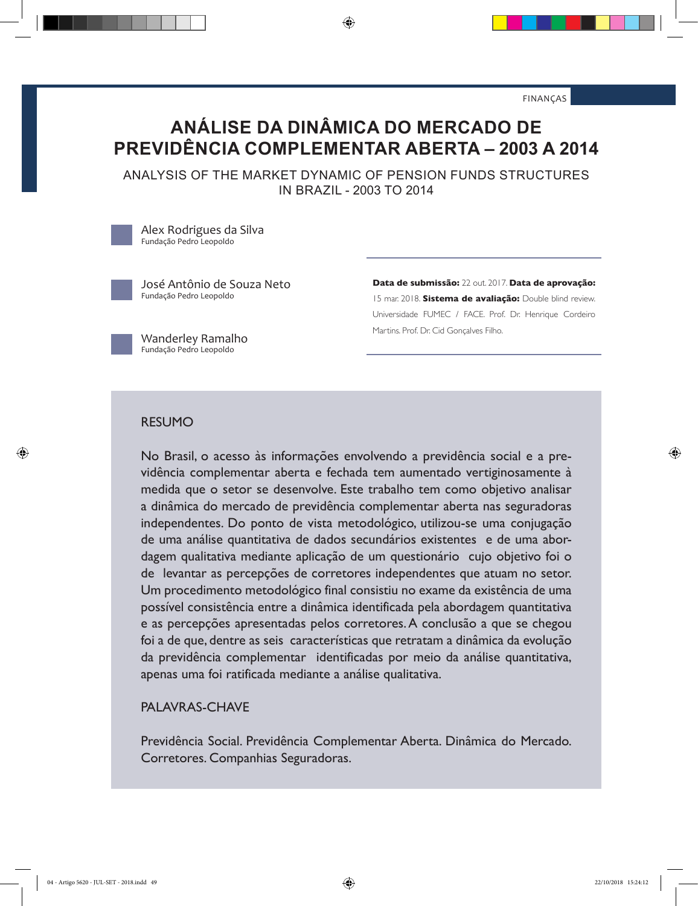FINANÇAS

# ANÁLISE DA DINÂMICA DO MERCADO DE PREVIDÊNCIA COMPLEMENTAR ABERTA – 2003 A 2014

## ANALYSIS OF THE MARKET DYNAMIC OF PENSION FUNDS STRUCTURES IN BRAZIL - 2003 TO 2014

Alex Rodrigues da Silva
Fundação Pedro Leopoldo

José Antônio de Souza Neto
Fundação Pedro Leopoldo

Wanderley Ramalho
Fundação Pedro Leopoldo

**Data de submissão:** 22 out. 2017. **Data de aprovação:** 15 mar. 2018. **Sistema de avaliação:** Double blind review. Universidade FUMEC / FACE. Prof. Dr. Henrique Cordeiro Martins. Prof. Dr. Cid Gonçalves Filho.

### RESUMO

No Brasil, o acesso às informações envolvendo a previdência social e a previdência complementar aberta e fechada tem aumentado vertiginosamente à medida que o setor se desenvolve. Este trabalho tem como objetivo analisar a dinâmica do mercado de previdência complementar aberta nas seguradoras independentes. Do ponto de vista metodológico, utilizou-se uma conjugação de uma análise quantitativa de dados secundários existentes e de uma abordagem qualitativa mediante aplicação de um questionário cujo objetivo foi o de levantar as percepções de corretores independentes que atuam no setor. Um procedimento metodológico final consistiu no exame da existência de uma possível consistência entre a dinâmica identificada pela abordagem quantitativa e as percepções apresentadas pelos corretores. A conclusão a que se chegou foi a de que, dentre as seis características que retratam a dinâmica da evolução da previdência complementar identificadas por meio da análise quantitativa, apenas uma foi ratificada mediante a análise qualitativa.

### PALAVRAS-CHAVE

Previdência Social. Previdência Complementar Aberta. Dinâmica do Mercado. Corretores. Companhias Seguradoras.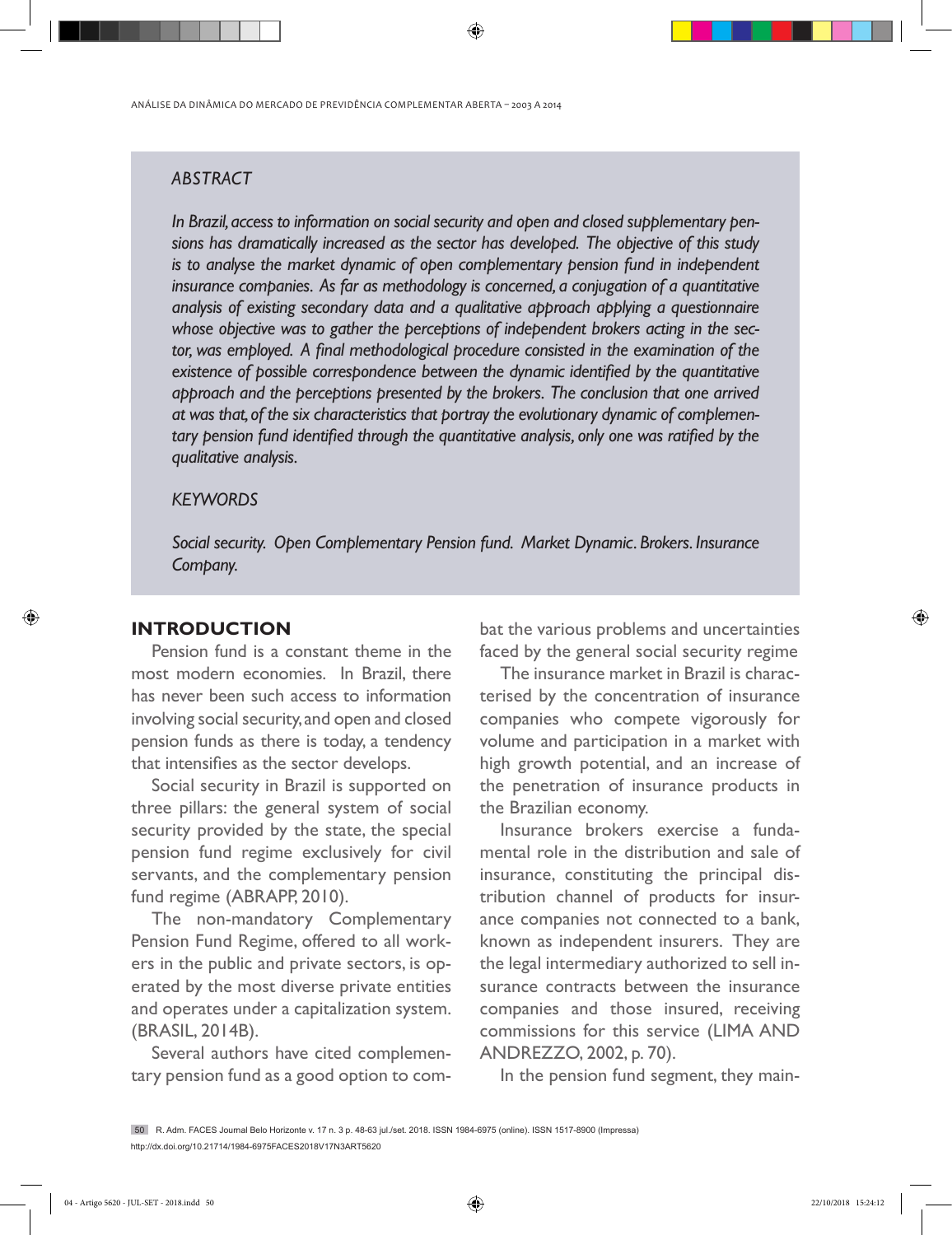### *ABSTRACT*

*In Brazil, access to information on social security and open and closed supplementary pensions has dramatically increased as the sector has developed. The objective of this study is to analyse the market dynamic of open complementary pension fund in independent insurance companies. As far as methodology is concerned, a conjugation of a quantitative analysis of existing secondary data and a qualitative approach applying a questionnaire whose objective was to gather the perceptions of independent brokers acting in the sector, was employed. A final methodological procedure consisted in the examination of the existence of possible correspondence between the dynamic identified by the quantitative approach and the perceptions presented by the brokers. The conclusion that one arrived at was that, of the six characteristics that portray the evolutionary dynamic of complementary pension fund identified through the quantitative analysis, only one was ratified by the qualitative analysis.*

### *KEYWORDS*

*Social security. Open Complementary Pension fund. Market Dynamic. Brokers. Insurance Company.*

## INTRODUCTION

Pension fund is a constant theme in the most modern economies. In Brazil, there has never been such access to information involving social security, and open and closed pension funds as there is today, a tendency that intensifies as the sector develops.

Social security in Brazil is supported on three pillars: the general system of social security provided by the state, the special pension fund regime exclusively for civil servants, and the complementary pension fund regime (ABRAPP, 2010).

The non-mandatory Complementary Pension Fund Regime, offered to all workers in the public and private sectors, is operated by the most diverse private entities and operates under a capitalization system. (BRASIL, 2014B).

Several authors have cited complementary pension fund as a good option to combat the various problems and uncertainties faced by the general social security regime

The insurance market in Brazil is characterised by the concentration of insurance companies who compete vigorously for volume and participation in a market with high growth potential, and an increase of the penetration of insurance products in the Brazilian economy.

Insurance brokers exercise a fundamental role in the distribution and sale of insurance, constituting the principal distribution channel of products for insurance companies not connected to a bank, known as independent insurers. They are the legal intermediary authorized to sell insurance contracts between the insurance companies and those insured, receiving commissions for this service (LIMA AND ANDREZZO, 2002, p. 70).

In the pension fund segment, they main-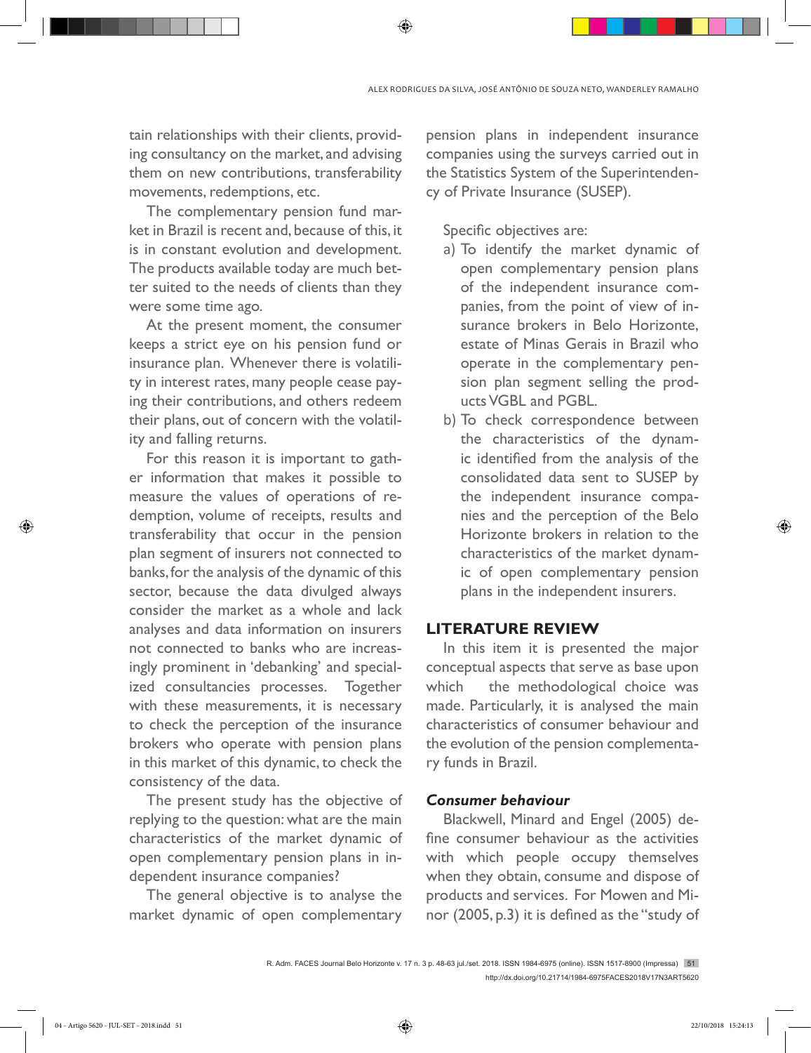tain relationships with their clients, providing consultancy on the market, and advising them on new contributions, transferability movements, redemptions, etc.

The complementary pension fund market in Brazil is recent and, because of this, it is in constant evolution and development. The products available today are much better suited to the needs of clients than they were some time ago.

At the present moment, the consumer keeps a strict eye on his pension fund or insurance plan. Whenever there is volatility in interest rates, many people cease paying their contributions, and others redeem their plans, out of concern with the volatility and falling returns.

For this reason it is important to gather information that makes it possible to measure the values of operations of redemption, volume of receipts, results and transferability that occur in the pension plan segment of insurers not connected to banks, for the analysis of the dynamic of this sector, because the data divulged always consider the market as a whole and lack analyses and data information on insurers not connected to banks who are increasingly prominent in 'debanking' and specialized consultancies processes. Together with these measurements, it is necessary to check the perception of the insurance brokers who operate with pension plans in this market of this dynamic, to check the consistency of the data.

The present study has the objective of replying to the question: what are the main characteristics of the market dynamic of open complementary pension plans in independent insurance companies?

The general objective is to analyse the market dynamic of open complementary pension plans in independent insurance companies using the surveys carried out in the Statistics System of the Superintendency of Private Insurance (SUSEP).

Specific objectives are:

a) To identify the market dynamic of open complementary pension plans of the independent insurance companies, from the point of view of insurance brokers in Belo Horizonte, estate of Minas Gerais in Brazil who operate in the complementary pension plan segment selling the products VGBL and PGBL.
b) To check correspondence between the characteristics of the dynamic identified from the analysis of the consolidated data sent to SUSEP by the independent insurance companies and the perception of the Belo Horizonte brokers in relation to the characteristics of the market dynamic of open complementary pension plans in the independent insurers.

## LITERATURE REVIEW

In this item it is presented the major conceptual aspects that serve as base upon which the methodological choice was made. Particularly, it is analysed the main characteristics of consumer behaviour and the evolution of the pension complementary funds in Brazil.

### *Consumer behaviour*

Blackwell, Minard and Engel (2005) define consumer behaviour as the activities with which people occupy themselves when they obtain, consume and dispose of products and services. For Mowen and Minor (2005, p.3) it is defined as the "study of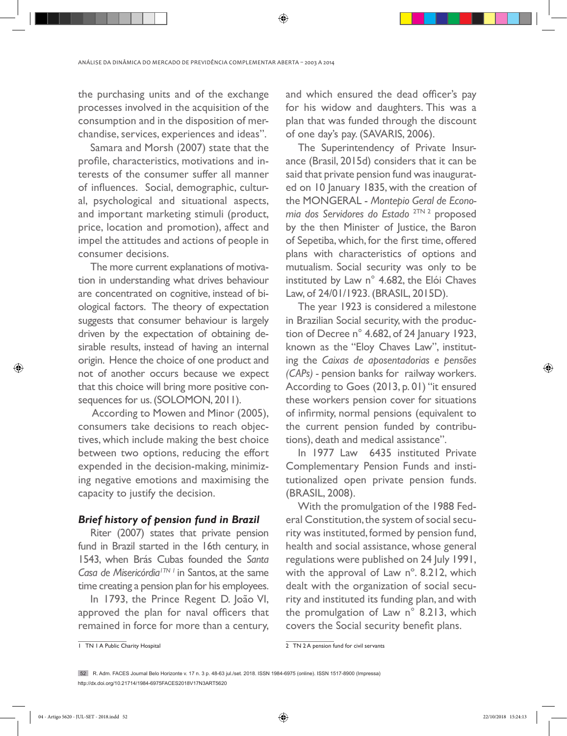the purchasing units and of the exchange processes involved in the acquisition of the consumption and in the disposition of merchandise, services, experiences and ideas".

Samara and Morsh (2007) state that the profile, characteristics, motivations and interests of the consumer suffer all manner of influences. Social, demographic, cultural, psychological and situational aspects, and important marketing stimuli (product, price, location and promotion), affect and impel the attitudes and actions of people in consumer decisions.

The more current explanations of motivation in understanding what drives behaviour are concentrated on cognitive, instead of biological factors. The theory of expectation suggests that consumer behaviour is largely driven by the expectation of obtaining desirable results, instead of having an internal origin. Hence the choice of one product and not of another occurs because we expect that this choice will bring more positive consequences for us. (SOLOMON, 2011).

According to Mowen and Minor (2005), consumers take decisions to reach objectives, which include making the best choice between two options, reducing the effort expended in the decision-making, minimizing negative emotions and maximising the capacity to justify the decision.

### *Brief history of pension fund in Brazil*

Riter (2007) states that private pension fund in Brazil started in the 16th century, in 1543, when Brás Cubas founded the *Santa Casa de Misericórdia*[TN 1] in Santos, at the same time creating a pension plan for his employees.

In 1793, the Prince Regent D. João VI, approved the plan for naval officers that remained in force for more than a century, and which ensured the dead officer's pay for his widow and daughters. This was a plan that was funded through the discount of one day's pay. (SAVARIS, 2006).

The Superintendency of Private Insurance (Brasil, 2015d) considers that it can be said that private pension fund was inaugurated on 10 January 1835, with the creation of the MONGERAL - *Montepio Geral de Economia dos Servidores do Estado* [TN 2] proposed by the then Minister of Justice, the Baron of Sepetiba, which, for the first time, offered plans with characteristics of options and mutualism. Social security was only to be instituted by Law n° 4.682, the Elói Chaves Law, of 24/01/1923. (BRASIL, 2015D).

The year 1923 is considered a milestone in Brazilian Social security, with the production of Decree n° 4.682, of 24 January 1923, known as the "Eloy Chaves Law", instituting the *Caixas de aposentadorias e pensões (CAPs)* - pension banks for railway workers. According to Goes (2013, p. 01) "it ensured these workers pension cover for situations of infirmity, normal pensions (equivalent to the current pension funded by contributions), death and medical assistance".

In 1977 Law 6435 instituted Private Complementary Pension Funds and institutionalized open private pension funds. (BRASIL, 2008).

With the promulgation of the 1988 Federal Constitution, the system of social security was instituted, formed by pension fund, health and social assistance, whose general regulations were published on 24 July 1991, with the approval of Law n°. 8.212, which dealt with the organization of social security and instituted its funding plan, and with the promulgation of Law n° 8.213, which covers the Social security benefit plans.

---

1 TN 1 A Public Charity Hospital

2 TN 2 A pension fund for civil servants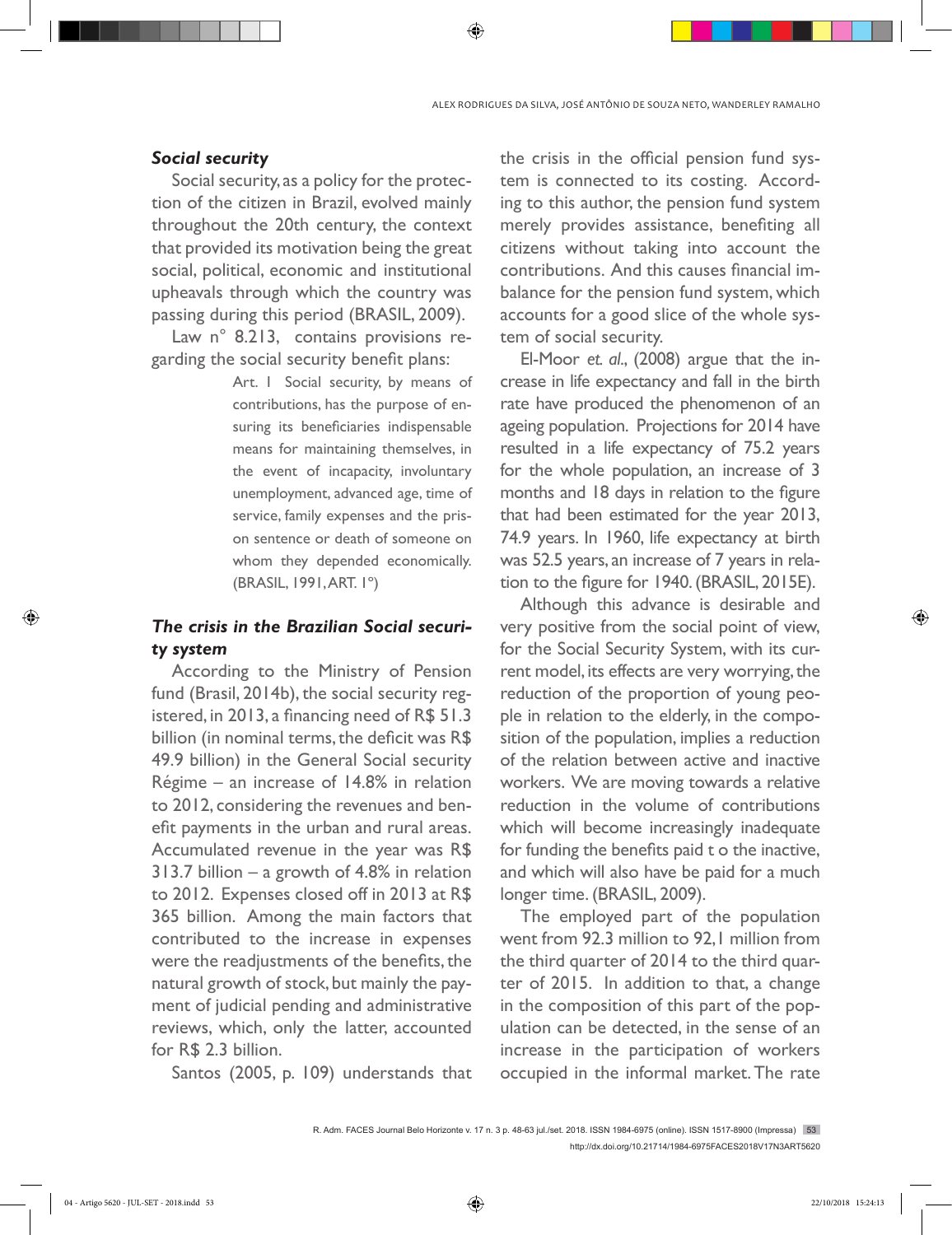### *Social security*

Social security, as a policy for the protection of the citizen in Brazil, evolved mainly throughout the 20th century, the context that provided its motivation being the great social, political, economic and institutional upheavals through which the country was passing during this period (BRASIL, 2009).

Law n° 8.213, contains provisions regarding the social security benefit plans:

> Art. 1 Social security, by means of contributions, has the purpose of ensuring its beneficiaries indispensable means for maintaining themselves, in the event of incapacity, involuntary unemployment, advanced age, time of service, family expenses and the prison sentence or death of someone on whom they depended economically. (BRASIL, 1991, ART. 1°)

### *The crisis in the Brazilian Social security system*

According to the Ministry of Pension fund (Brasil, 2014b), the social security registered, in 2013, a financing need of R$ 51.3 billion (in nominal terms, the deficit was R$ 49.9 billion) in the General Social security Régime – an increase of 14.8% in relation to 2012, considering the revenues and benefit payments in the urban and rural areas. Accumulated revenue in the year was R$ 313.7 billion – a growth of 4.8% in relation to 2012. Expenses closed off in 2013 at R$ 365 billion. Among the main factors that contributed to the increase in expenses were the readjustments of the benefits, the natural growth of stock, but mainly the payment of judicial pending and administrative reviews, which, only the latter, accounted for R$ 2.3 billion.

Santos (2005, p. 109) understands that the crisis in the official pension fund system is connected to its costing. According to this author, the pension fund system merely provides assistance, benefiting all citizens without taking into account the contributions. And this causes financial imbalance for the pension fund system, which accounts for a good slice of the whole system of social security.

El-Moor *et. al.*, (2008) argue that the increase in life expectancy and fall in the birth rate have produced the phenomenon of an ageing population. Projections for 2014 have resulted in a life expectancy of 75.2 years for the whole population, an increase of 3 months and 18 days in relation to the figure that had been estimated for the year 2013, 74.9 years. In 1960, life expectancy at birth was 52.5 years, an increase of 7 years in relation to the figure for 1940. (BRASIL, 2015E).

Although this advance is desirable and very positive from the social point of view, for the Social Security System, with its current model, its effects are very worrying, the reduction of the proportion of young people in relation to the elderly, in the composition of the population, implies a reduction of the relation between active and inactive workers. We are moving towards a relative reduction in the volume of contributions which will become increasingly inadequate for funding the benefits paid t o the inactive, and which will also have be paid for a much longer time. (BRASIL, 2009).

The employed part of the population went from 92.3 million to 92,1 million from the third quarter of 2014 to the third quarter of 2015. In addition to that, a change in the composition of this part of the population can be detected, in the sense of an increase in the participation of workers occupied in the informal market. The rate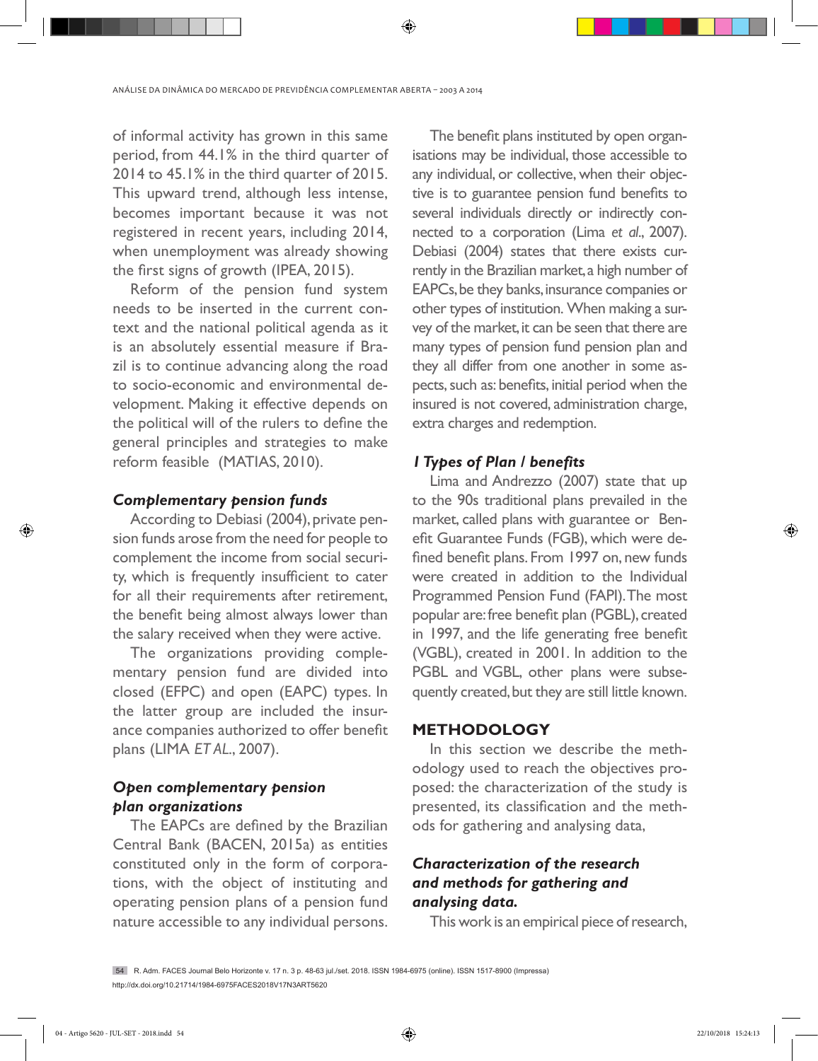of informal activity has grown in this same period, from 44.1% in the third quarter of 2014 to 45.1% in the third quarter of 2015. This upward trend, although less intense, becomes important because it was not registered in recent years, including 2014, when unemployment was already showing the first signs of growth (IPEA, 2015).

Reform of the pension fund system needs to be inserted in the current context and the national political agenda as it is an absolutely essential measure if Brazil is to continue advancing along the road to socio-economic and environmental development. Making it effective depends on the political will of the rulers to define the general principles and strategies to make reform feasible (MATIAS, 2010).

### *Complementary pension funds*

According to Debiasi (2004), private pension funds arose from the need for people to complement the income from social security, which is frequently insufficient to cater for all their requirements after retirement, the benefit being almost always lower than the salary received when they were active.

The organizations providing complementary pension fund are divided into closed (EFPC) and open (EAPC) types. In the latter group are included the insurance companies authorized to offer benefit plans (LIMA *ET AL.*, 2007).

### *Open complementary pension plan organizations*

The EAPCs are defined by the Brazilian Central Bank (BACEN, 2015a) as entities constituted only in the form of corporations, with the object of instituting and operating pension plans of a pension fund nature accessible to any individual persons.

The benefit plans instituted by open organisations may be individual, those accessible to any individual, or collective, when their objective is to guarantee pension fund benefits to several individuals directly or indirectly connected to a corporation (Lima *et al.*, 2007). Debiasi (2004) states that there exists currently in the Brazilian market, a high number of EAPCs, be they banks, insurance companies or other types of institution. When making a survey of the market, it can be seen that there are many types of pension fund pension plan and they all differ from one another in some aspects, such as: benefits, initial period when the insured is not covered, administration charge, extra charges and redemption.

### *I Types of Plan / benefits*

Lima and Andrezzo (2007) state that up to the 90s traditional plans prevailed in the market, called plans with guarantee or Benefit Guarantee Funds (FGB), which were defined benefit plans. From 1997 on, new funds were created in addition to the Individual Programmed Pension Fund (FAPI). The most popular are: free benefit plan (PGBL), created in 1997, and the life generating free benefit (VGBL), created in 2001. In addition to the PGBL and VGBL, other plans were subsequently created, but they are still little known.

## METHODOLOGY

In this section we describe the methodology used to reach the objectives proposed: the characterization of the study is presented, its classification and the methods for gathering and analysing data,

### *Characterization of the research and methods for gathering and analysing data.*

This work is an empirical piece of research,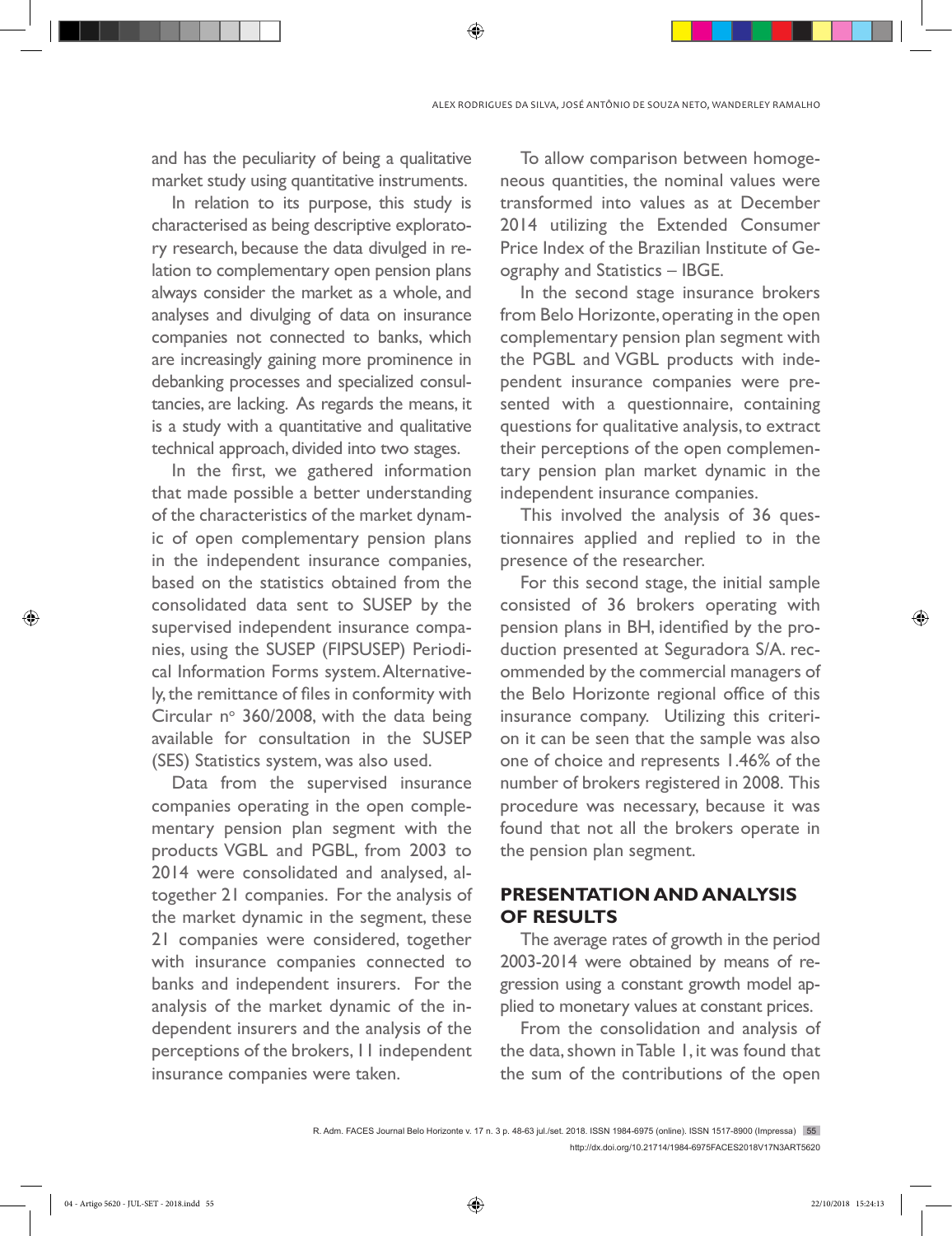and has the peculiarity of being a qualitative market study using quantitative instruments.

In relation to its purpose, this study is characterised as being descriptive exploratory research, because the data divulged in relation to complementary open pension plans always consider the market as a whole, and analyses and divulging of data on insurance companies not connected to banks, which are increasingly gaining more prominence in debanking processes and specialized consultancies, are lacking. As regards the means, it is a study with a quantitative and qualitative technical approach, divided into two stages.

In the first, we gathered information that made possible a better understanding of the characteristics of the market dynamic of open complementary pension plans in the independent insurance companies, based on the statistics obtained from the consolidated data sent to SUSEP by the supervised independent insurance companies, using the SUSEP (FIPSUSEP) Periodical Information Forms system. Alternatively, the remittance of files in conformity with Circular nº 360/2008, with the data being available for consultation in the SUSEP (SES) Statistics system, was also used.

Data from the supervised insurance companies operating in the open complementary pension plan segment with the products VGBL and PGBL, from 2003 to 2014 were consolidated and analysed, altogether 21 companies. For the analysis of the market dynamic in the segment, these 21 companies were considered, together with insurance companies connected to banks and independent insurers. For the analysis of the market dynamic of the independent insurers and the analysis of the perceptions of the brokers, 11 independent insurance companies were taken.

To allow comparison between homogeneous quantities, the nominal values were transformed into values as at December 2014 utilizing the Extended Consumer Price Index of the Brazilian Institute of Geography and Statistics – IBGE.

In the second stage insurance brokers from Belo Horizonte, operating in the open complementary pension plan segment with the PGBL and VGBL products with independent insurance companies were presented with a questionnaire, containing questions for qualitative analysis, to extract their perceptions of the open complementary pension plan market dynamic in the independent insurance companies.

This involved the analysis of 36 questionnaires applied and replied to in the presence of the researcher.

For this second stage, the initial sample consisted of 36 brokers operating with pension plans in BH, identified by the production presented at Seguradora S/A. recommended by the commercial managers of the Belo Horizonte regional office of this insurance company. Utilizing this criterion it can be seen that the sample was also one of choice and represents 1.46% of the number of brokers registered in 2008. This procedure was necessary, because it was found that not all the brokers operate in the pension plan segment.

## PRESENTATION AND ANALYSIS OF RESULTS

The average rates of growth in the period 2003-2014 were obtained by means of regression using a constant growth model applied to monetary values at constant prices.

From the consolidation and analysis of the data, shown in Table 1, it was found that the sum of the contributions of the open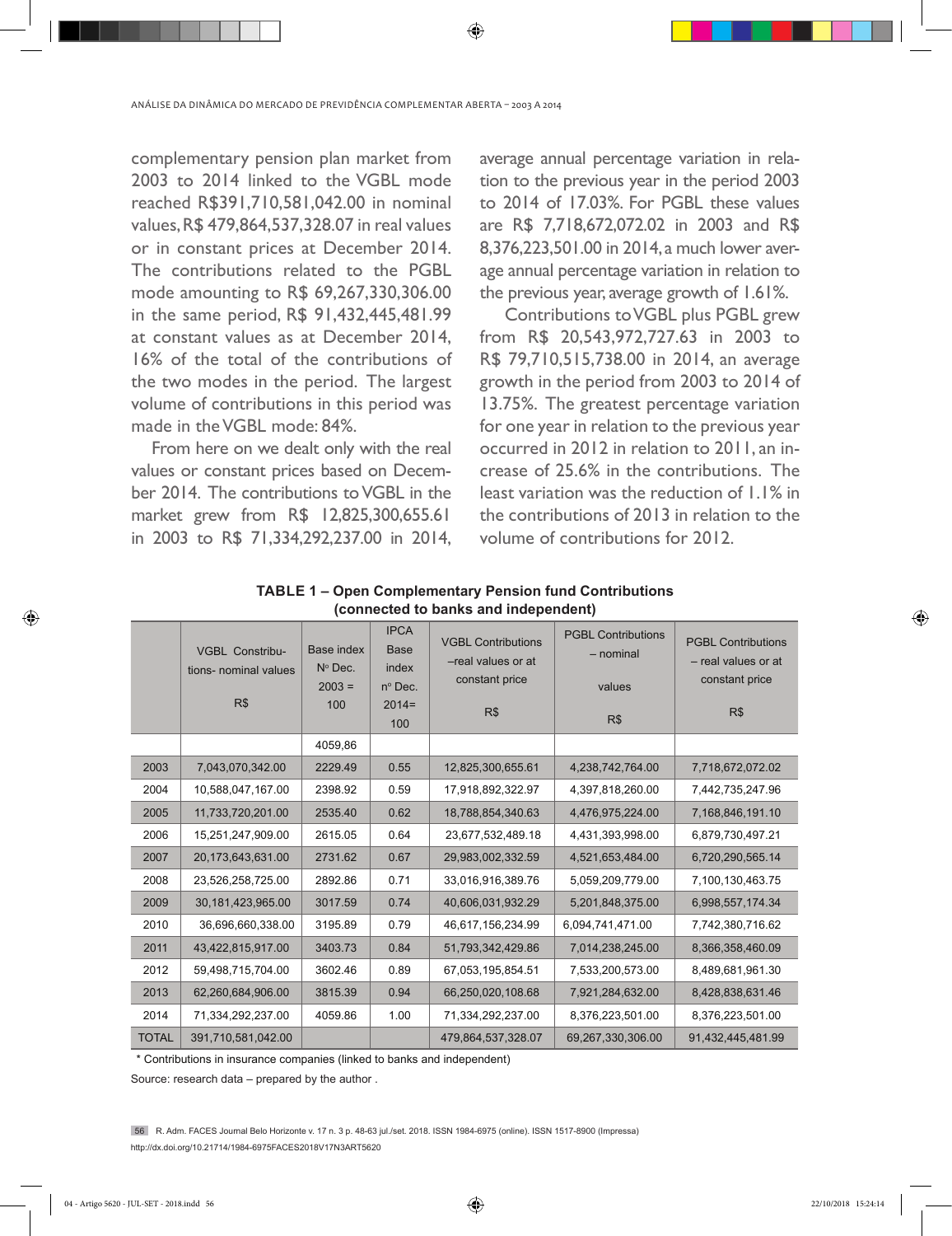complementary pension plan market from 2003 to 2014 linked to the VGBL mode reached R$391,710,581,042.00 in nominal values, R$ 479,864,537,328.07 in real values or in constant prices at December 2014. The contributions related to the PGBL mode amounting to R$ 69,267,330,306.00 in the same period, R$ 91,432,445,481.99 at constant values as at December 2014, 16% of the total of the contributions of the two modes in the period. The largest volume of contributions in this period was made in the VGBL mode: 84%.

From here on we dealt only with the real values or constant prices based on December 2014. The contributions to VGBL in the market grew from R$ 12,825,300,655.61 in 2003 to R$ 71,334,292,237.00 in 2014, average annual percentage variation in relation to the previous year in the period 2003 to 2014 of 17.03%. For PGBL these values are R$ 7,718,672,072.02 in 2003 and R$ 8,376,223,501.00 in 2014, a much lower average annual percentage variation in relation to the previous year, average growth of 1.61%.

Contributions to VGBL plus PGBL grew from R$ 20,543,972,727.63 in 2003 to R$ 79,710,515,738.00 in 2014, an average growth in the period from 2003 to 2014 of 13.75%. The greatest percentage variation for one year in relation to the previous year occurred in 2012 in relation to 2011, an increase of 25.6% in the contributions. The least variation was the reduction of 1.1% in the contributions of 2013 in relation to the volume of contributions for 2012.

**TABLE 1 – Open Complementary Pension fund Contributions (connected to banks and independent)**

| | VGBL Contributions- nominal values R$ | Base index Nº Dec. 2003 = 100 | IPCA Base index nº Dec. 2014= 100 | VGBL Contributions –real values or at constant price R$ | PGBL Contributions – nominal values R$ | PGBL Contributions – real values or at constant price R$ |
|---|---|---|---|---|---|---|
| | | 4059,86 | | | | |
| 2003 | 7,043,070,342.00 | 2229.49 | 0.55 | 12,825,300,655.61 | 4,238,742,764.00 | 7,718,672,072.02 |
| 2004 | 10,588,047,167.00 | 2398.92 | 0.59 | 17,918,892,322.97 | 4,397,818,260.00 | 7,442,735,247.96 |
| 2005 | 11,733,720,201.00 | 2535.40 | 0.62 | 18,788,854,340.63 | 4,476,975,224.00 | 7,168,846,191.10 |
| 2006 | 15,251,247,909.00 | 2615.05 | 0.64 | 23,677,532,489.18 | 4,431,393,998.00 | 6,879,730,497.21 |
| 2007 | 20,173,643,631.00 | 2731.62 | 0.67 | 29,983,002,332.59 | 4,521,653,484.00 | 6,720,290,565.14 |
| 2008 | 23,526,258,725.00 | 2892.86 | 0.71 | 33,016,916,389.76 | 5,059,209,779.00 | 7,100,130,463.75 |
| 2009 | 30,181,423,965.00 | 3017.59 | 0.74 | 40,606,031,932.29 | 5,201,848,375.00 | 6,998,557,174.34 |
| 2010 | 36,696,660,338.00 | 3195.89 | 0.79 | 46,617,156,234.99 | 6,094,741,471.00 | 7,742,380,716.62 |
| 2011 | 43,422,815,917.00 | 3403.73 | 0.84 | 51,793,342,429.86 | 7,014,238,245.00 | 8,366,358,460.09 |
| 2012 | 59,498,715,704.00 | 3602.46 | 0.89 | 67,053,195,854.51 | 7,533,200,573.00 | 8,489,681,961.30 |
| 2013 | 62,260,684,906.00 | 3815.39 | 0.94 | 66,250,020,108.68 | 7,921,284,632.00 | 8,428,838,631.46 |
| 2014 | 71,334,292,237.00 | 4059.86 | 1.00 | 71,334,292,237.00 | 8,376,223,501.00 | 8,376,223,501.00 |
| TOTAL | 391,710,581,042.00 | | | 479,864,537,328.07 | 69,267,330,306.00 | 91,432,445,481.99 |

\* Contributions in insurance companies (linked to banks and independent)

Source: research data – prepared by the author .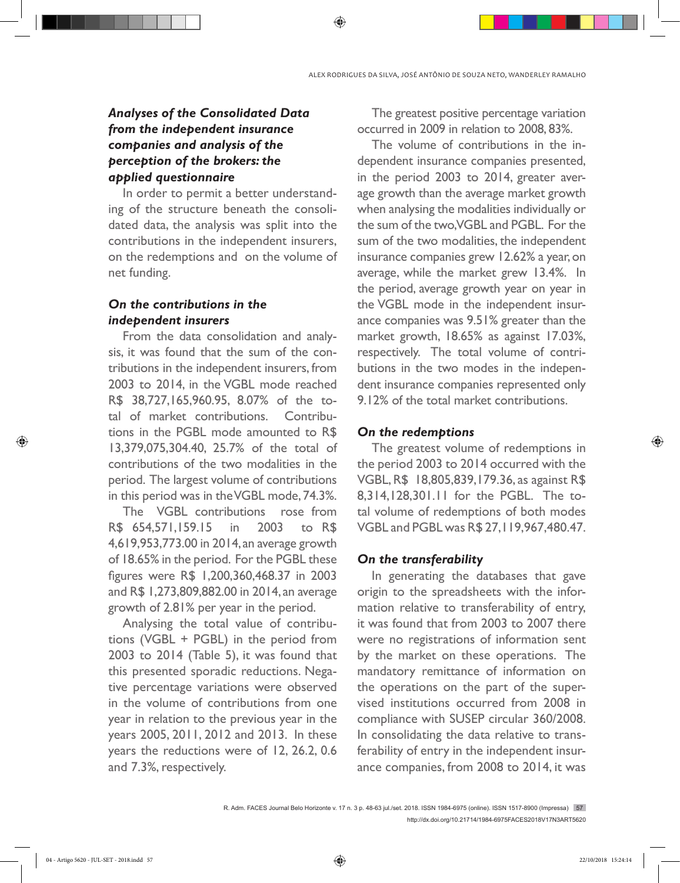### *Analyses of the Consolidated Data from the independent insurance companies and analysis of the perception of the brokers: the applied questionnaire*

In order to permit a better understanding of the structure beneath the consolidated data, the analysis was split into the contributions in the independent insurers, on the redemptions and on the volume of net funding.

### *On the contributions in the independent insurers*

From the data consolidation and analysis, it was found that the sum of the contributions in the independent insurers, from 2003 to 2014, in the VGBL mode reached R$ 38,727,165,960.95, 8.07% of the total of market contributions. Contributions in the PGBL mode amounted to R$ 13,379,075,304.40, 25.7% of the total of contributions of the two modalities in the period. The largest volume of contributions in this period was in the VGBL mode, 74.3%.

The VGBL contributions rose from R$ 654,571,159.15 in 2003 to R$ 4,619,953,773.00 in 2014, an average growth of 18.65% in the period. For the PGBL these figures were R$ 1,200,360,468.37 in 2003 and R$ 1,273,809,882.00 in 2014, an average growth of 2.81% per year in the period.

Analysing the total value of contributions (VGBL + PGBL) in the period from 2003 to 2014 (Table 5), it was found that this presented sporadic reductions. Negative percentage variations were observed in the volume of contributions from one year in relation to the previous year in the years 2005, 2011, 2012 and 2013. In these years the reductions were of 12, 26.2, 0.6 and 7.3%, respectively.

The greatest positive percentage variation occurred in 2009 in relation to 2008, 83%.

The volume of contributions in the independent insurance companies presented, in the period 2003 to 2014, greater average growth than the average market growth when analysing the modalities individually or the sum of the two, VGBL and PGBL. For the sum of the two modalities, the independent insurance companies grew 12.62% a year, on average, while the market grew 13.4%. In the period, average growth year on year in the VGBL mode in the independent insurance companies was 9.51% greater than the market growth, 18.65% as against 17.03%, respectively. The total volume of contributions in the two modes in the independent insurance companies represented only 9.12% of the total market contributions.

### *On the redemptions*

The greatest volume of redemptions in the period 2003 to 2014 occurred with the VGBL, R$ 18,805,839,179.36, as against R$ 8,314,128,301.11 for the PGBL. The total volume of redemptions of both modes VGBL and PGBL was R$ 27,119,967,480.47.

### *On the transferability*

In generating the databases that gave origin to the spreadsheets with the information relative to transferability of entry, it was found that from 2003 to 2007 there were no registrations of information sent by the market on these operations. The mandatory remittance of information on the operations on the part of the supervised institutions occurred from 2008 in compliance with SUSEP circular 360/2008. In consolidating the data relative to transferability of entry in the independent insurance companies, from 2008 to 2014, it was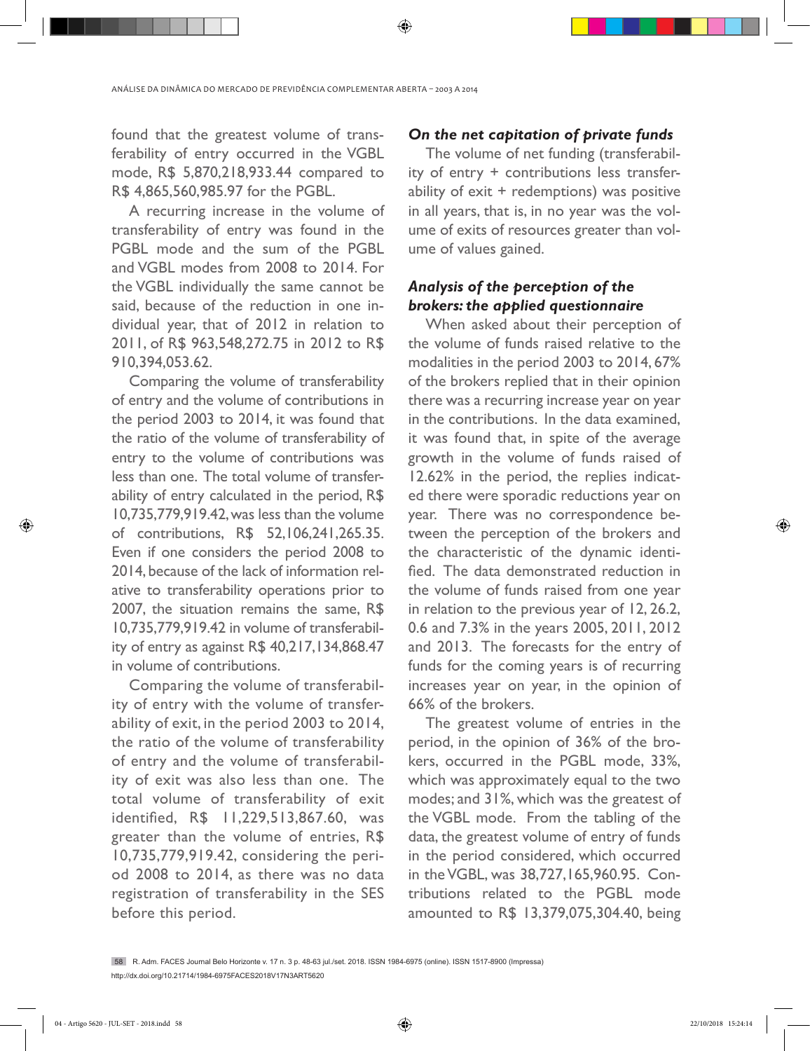found that the greatest volume of transferability of entry occurred in the VGBL mode, R$ 5,870,218,933.44 compared to R$ 4,865,560,985.97 for the PGBL.

A recurring increase in the volume of transferability of entry was found in the PGBL mode and the sum of the PGBL and VGBL modes from 2008 to 2014. For the VGBL individually the same cannot be said, because of the reduction in one individual year, that of 2012 in relation to 2011, of R$ 963,548,272.75 in 2012 to R$ 910,394,053.62.

Comparing the volume of transferability of entry and the volume of contributions in the period 2003 to 2014, it was found that the ratio of the volume of transferability of entry to the volume of contributions was less than one. The total volume of transferability of entry calculated in the period, R$ 10,735,779,919.42, was less than the volume of contributions, R$ 52,106,241,265.35. Even if one considers the period 2008 to 2014, because of the lack of information relative to transferability operations prior to 2007, the situation remains the same, R$ 10,735,779,919.42 in volume of transferability of entry as against R$ 40,217,134,868.47 in volume of contributions.

Comparing the volume of transferability of entry with the volume of transferability of exit, in the period 2003 to 2014, the ratio of the volume of transferability of entry and the volume of transferability of exit was also less than one. The total volume of transferability of exit identified, R$ 11,229,513,867.60, was greater than the volume of entries, R$ 10,735,779,919.42, considering the period 2008 to 2014, as there was no data registration of transferability in the SES before this period.

### *On the net capitation of private funds*

The volume of net funding (transferability of entry + contributions less transferability of exit + redemptions) was positive in all years, that is, in no year was the volume of exits of resources greater than volume of values gained.

### *Analysis of the perception of the brokers: the applied questionnaire*

When asked about their perception of the volume of funds raised relative to the modalities in the period 2003 to 2014, 67% of the brokers replied that in their opinion there was a recurring increase year on year in the contributions. In the data examined, it was found that, in spite of the average growth in the volume of funds raised of 12.62% in the period, the replies indicated there were sporadic reductions year on year. There was no correspondence between the perception of the brokers and the characteristic of the dynamic identified. The data demonstrated reduction in the volume of funds raised from one year in relation to the previous year of 12, 26.2, 0.6 and 7.3% in the years 2005, 2011, 2012 and 2013. The forecasts for the entry of funds for the coming years is of recurring increases year on year, in the opinion of 66% of the brokers.

The greatest volume of entries in the period, in the opinion of 36% of the brokers, occurred in the PGBL mode, 33%, which was approximately equal to the two modes; and 31%, which was the greatest of the VGBL mode. From the tabling of the data, the greatest volume of entry of funds in the period considered, which occurred in the VGBL, was 38,727,165,960.95. Contributions related to the PGBL mode amounted to R$ 13,379,075,304.40, being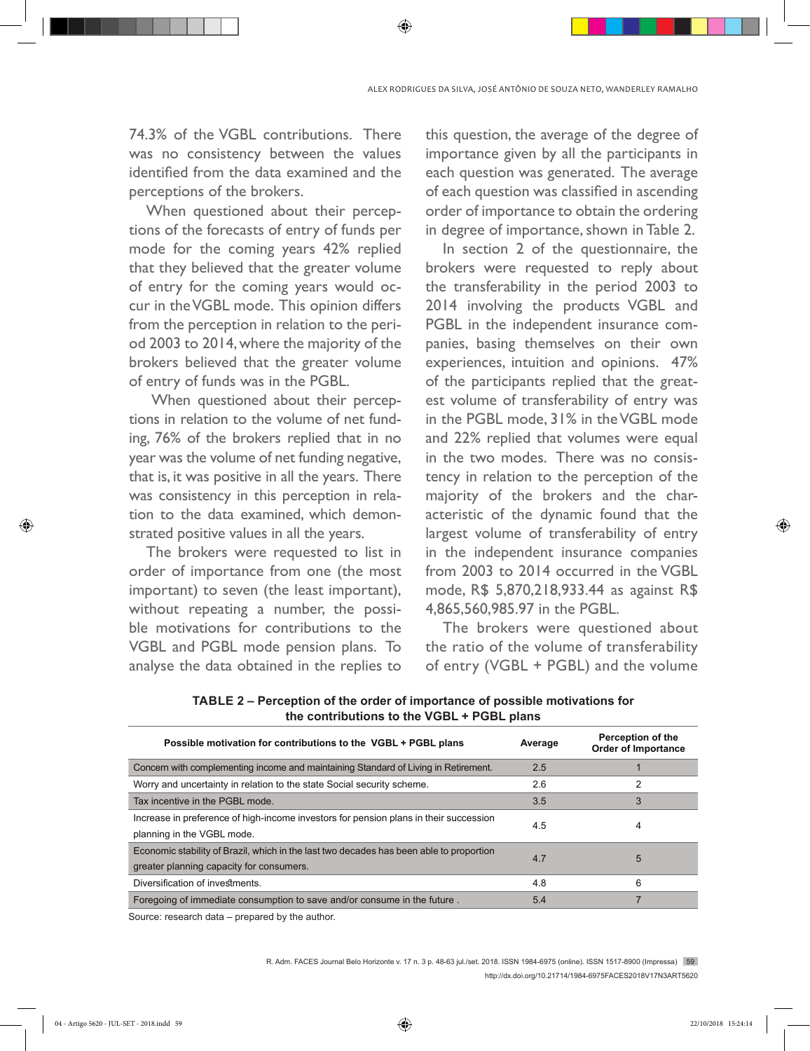74.3% of the VGBL contributions. There was no consistency between the values identified from the data examined and the perceptions of the brokers.

When questioned about their perceptions of the forecasts of entry of funds per mode for the coming years 42% replied that they believed that the greater volume of entry for the coming years would occur in the VGBL mode. This opinion differs from the perception in relation to the period 2003 to 2014, where the majority of the brokers believed that the greater volume of entry of funds was in the PGBL.

When questioned about their perceptions in relation to the volume of net funding, 76% of the brokers replied that in no year was the volume of net funding negative, that is, it was positive in all the years. There was consistency in this perception in relation to the data examined, which demonstrated positive values in all the years.

The brokers were requested to list in order of importance from one (the most important) to seven (the least important), without repeating a number, the possible motivations for contributions to the VGBL and PGBL mode pension plans. To analyse the data obtained in the replies to this question, the average of the degree of importance given by all the participants in each question was generated. The average of each question was classified in ascending order of importance to obtain the ordering in degree of importance, shown in Table 2.

In section 2 of the questionnaire, the brokers were requested to reply about the transferability in the period 2003 to 2014 involving the products VGBL and PGBL in the independent insurance companies, basing themselves on their own experiences, intuition and opinions. 47% of the participants replied that the greatest volume of transferability of entry was in the PGBL mode, 31% in the VGBL mode and 22% replied that volumes were equal in the two modes. There was no consistency in relation to the perception of the majority of the brokers and the characteristic of the dynamic found that the largest volume of transferability of entry in the independent insurance companies from 2003 to 2014 occurred in the VGBL mode, R$ 5,870,218,933.44 as against R$ 4,865,560,985.97 in the PGBL.

The brokers were questioned about the ratio of the volume of transferability of entry (VGBL + PGBL) and the volume

**TABLE 2 – Perception of the order of importance of possible motivations for the contributions to the VGBL + PGBL plans**

| Possible motivation for contributions to the VGBL + PGBL plans | Average | Perception of the Order of Importance |
|---|---|---|
| Concern with complementing income and maintaining Standard of Living in Retirement. | 2.5 | 1 |
| Worry and uncertainty in relation to the state Social security scheme. | 2.6 | 2 |
| Tax incentive in the PGBL mode. | 3.5 | 3 |
| Increase in preference of high-income investors for pension plans in their succession planning in the VGBL mode. | 4.5 | 4 |
| Economic stability of Brazil, which in the last two decades has been able to proportion greater planning capacity for consumers. | 4.7 | 5 |
| Diversification of investments. | 4.8 | 6 |
| Foregoing of immediate consumption to save and/or consume in the future . | 5.4 | 7 |

Source: research data – prepared by the author.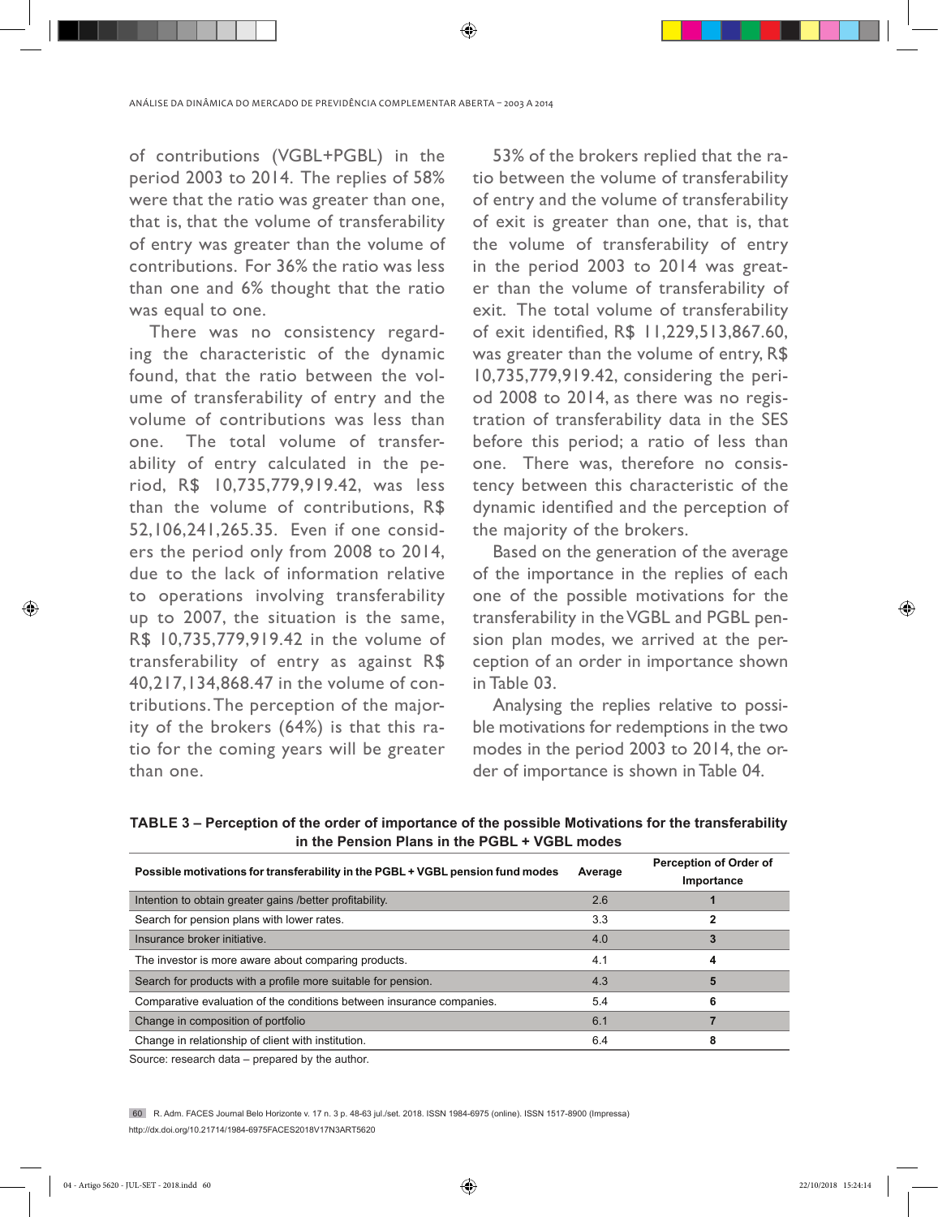of contributions (VGBL+PGBL) in the period 2003 to 2014. The replies of 58% were that the ratio was greater than one, that is, that the volume of transferability of entry was greater than the volume of contributions. For 36% the ratio was less than one and 6% thought that the ratio was equal to one.

There was no consistency regarding the characteristic of the dynamic found, that the ratio between the volume of transferability of entry and the volume of contributions was less than one. The total volume of transferability of entry calculated in the period, R$ 10,735,779,919.42, was less than the volume of contributions, R$ 52,106,241,265.35. Even if one considers the period only from 2008 to 2014, due to the lack of information relative to operations involving transferability up to 2007, the situation is the same, R$ 10,735,779,919.42 in the volume of transferability of entry as against R$ 40,217,134,868.47 in the volume of contributions. The perception of the majority of the brokers (64%) is that this ratio for the coming years will be greater than one.

53% of the brokers replied that the ratio between the volume of transferability of entry and the volume of transferability of exit is greater than one, that is, that the volume of transferability of entry in the period 2003 to 2014 was greater than the volume of transferability of exit. The total volume of transferability of exit identified, R$ 11,229,513,867.60, was greater than the volume of entry, R$ 10,735,779,919.42, considering the period 2008 to 2014, as there was no registration of transferability data in the SES before this period; a ratio of less than one. There was, therefore no consistency between this characteristic of the dynamic identified and the perception of the majority of the brokers.

Based on the generation of the average of the importance in the replies of each one of the possible motivations for the transferability in the VGBL and PGBL pension plan modes, we arrived at the perception of an order in importance shown in Table 03.

Analysing the replies relative to possible motivations for redemptions in the two modes in the period 2003 to 2014, the order of importance is shown in Table 04.

**TABLE 3 – Perception of the order of importance of the possible Motivations for the transferability in the Pension Plans in the PGBL + VGBL modes**

| Possible motivations for transferability in the PGBL + VGBL pension fund modes | Average | Perception of Order of Importance |
|---|---|---|
| Intention to obtain greater gains /better profitability. | 2.6 | 1 |
| Search for pension plans with lower rates. | 3.3 | 2 |
| Insurance broker initiative. | 4.0 | 3 |
| The investor is more aware about comparing products. | 4.1 | 4 |
| Search for products with a profile more suitable for pension. | 4.3 | 5 |
| Comparative evaluation of the conditions between insurance companies. | 5.4 | 6 |
| Change in composition of portfolio | 6.1 | 7 |
| Change in relationship of client with institution. | 6.4 | 8 |

Source: research data – prepared by the author.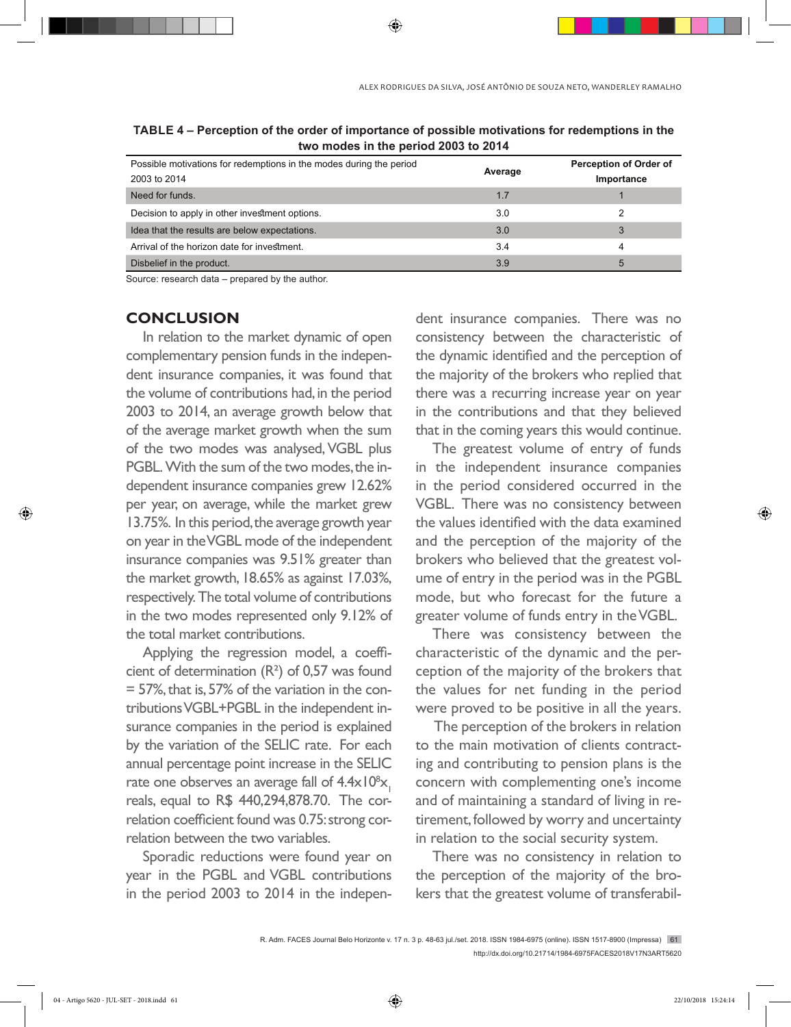**TABLE 4 – Perception of the order of importance of possible motivations for redemptions in the two modes in the period 2003 to 2014**

| Possible motivations for redemptions in the modes during the period 2003 to 2014 | Average | Perception of Order of Importance |
|---|---|---|
| Need for funds. | 1.7 | 1 |
| Decision to apply in other investment options. | 3.0 | 2 |
| Idea that the results are below expectations. | 3.0 | 3 |
| Arrival of the horizon date for investment. | 3.4 | 4 |
| Disbelief in the product. | 3.9 | 5 |

Source: research data – prepared by the author.

## CONCLUSION

In relation to the market dynamic of open complementary pension funds in the independent insurance companies, it was found that the volume of contributions had, in the period 2003 to 2014, an average growth below that of the average market growth when the sum of the two modes was analysed, VGBL plus PGBL. With the sum of the two modes, the independent insurance companies grew 12.62% per year, on average, while the market grew 13.75%. In this period, the average growth year on year in the VGBL mode of the independent insurance companies was 9.51% greater than the market growth, 18.65% as against 17.03%, respectively. The total volume of contributions in the two modes represented only 9.12% of the total market contributions.

Applying the regression model, a coefficient of determination ($R^2$) of 0,57 was found = 57%, that is, 57% of the variation in the contributions VGBL+PGBL in the independent insurance companies in the period is explained by the variation of the SELIC rate. For each annual percentage point increase in the SELIC rate one observes an average fall of $4.4x10^8x_1$ reals, equal to R$ 440,294,878.70. The correlation coefficient found was 0.75: strong correlation between the two variables.

Sporadic reductions were found year on year in the PGBL and VGBL contributions in the period 2003 to 2014 in the independent insurance companies. There was no consistency between the characteristic of the dynamic identified and the perception of the majority of the brokers who replied that there was a recurring increase year on year in the contributions and that they believed that in the coming years this would continue.

The greatest volume of entry of funds in the independent insurance companies in the period considered occurred in the VGBL. There was no consistency between the values identified with the data examined and the perception of the majority of the brokers who believed that the greatest volume of entry in the period was in the PGBL mode, but who forecast for the future a greater volume of funds entry in the VGBL.

There was consistency between the characteristic of the dynamic and the perception of the majority of the brokers that the values for net funding in the period were proved to be positive in all the years.

The perception of the brokers in relation to the main motivation of clients contracting and contributing to pension plans is the concern with complementing one's income and of maintaining a standard of living in retirement, followed by worry and uncertainty in relation to the social security system.

There was no consistency in relation to the perception of the majority of the brokers that the greatest volume of transferabil-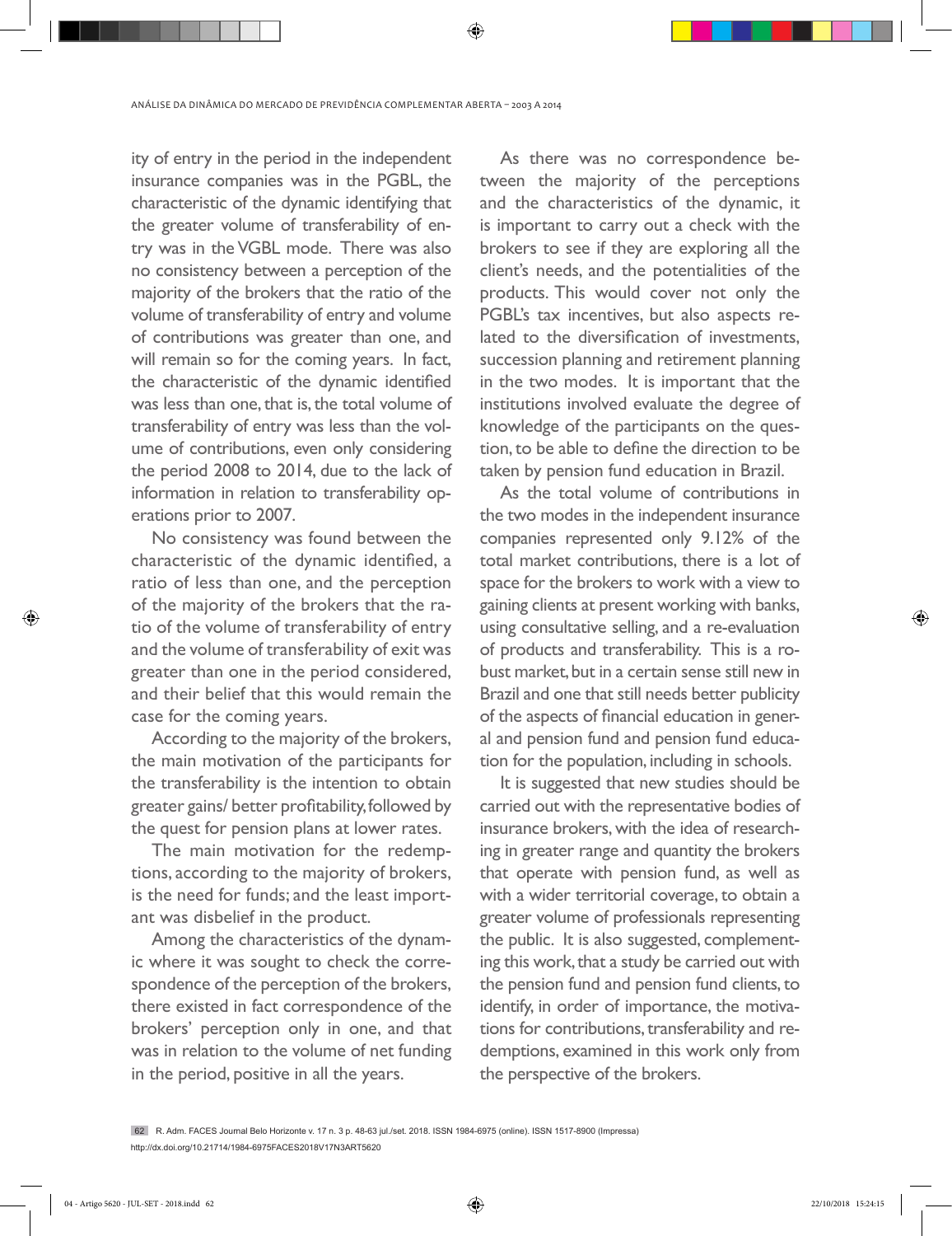ity of entry in the period in the independent insurance companies was in the PGBL, the characteristic of the dynamic identifying that the greater volume of transferability of entry was in the VGBL mode. There was also no consistency between a perception of the majority of the brokers that the ratio of the volume of transferability of entry and volume of contributions was greater than one, and will remain so for the coming years. In fact, the characteristic of the dynamic identified was less than one, that is, the total volume of transferability of entry was less than the volume of contributions, even only considering the period 2008 to 2014, due to the lack of information in relation to transferability operations prior to 2007.

No consistency was found between the characteristic of the dynamic identified, a ratio of less than one, and the perception of the majority of the brokers that the ratio of the volume of transferability of entry and the volume of transferability of exit was greater than one in the period considered, and their belief that this would remain the case for the coming years.

According to the majority of the brokers, the main motivation of the participants for the transferability is the intention to obtain greater gains/ better profitability, followed by the quest for pension plans at lower rates.

The main motivation for the redemptions, according to the majority of brokers, is the need for funds; and the least important was disbelief in the product.

Among the characteristics of the dynamic where it was sought to check the correspondence of the perception of the brokers, there existed in fact correspondence of the brokers' perception only in one, and that was in relation to the volume of net funding in the period, positive in all the years.

As there was no correspondence between the majority of the perceptions and the characteristics of the dynamic, it is important to carry out a check with the brokers to see if they are exploring all the client's needs, and the potentialities of the products. This would cover not only the PGBL's tax incentives, but also aspects related to the diversification of investments, succession planning and retirement planning in the two modes. It is important that the institutions involved evaluate the degree of knowledge of the participants on the question, to be able to define the direction to be taken by pension fund education in Brazil.

As the total volume of contributions in the two modes in the independent insurance companies represented only 9.12% of the total market contributions, there is a lot of space for the brokers to work with a view to gaining clients at present working with banks, using consultative selling, and a re-evaluation of products and transferability. This is a robust market, but in a certain sense still new in Brazil and one that still needs better publicity of the aspects of financial education in general and pension fund and pension fund education for the population, including in schools.

It is suggested that new studies should be carried out with the representative bodies of insurance brokers, with the idea of researching in greater range and quantity the brokers that operate with pension fund, as well as with a wider territorial coverage, to obtain a greater volume of professionals representing the public. It is also suggested, complementing this work, that a study be carried out with the pension fund and pension fund clients, to identify, in order of importance, the motivations for contributions, transferability and redemptions, examined in this work only from the perspective of the brokers.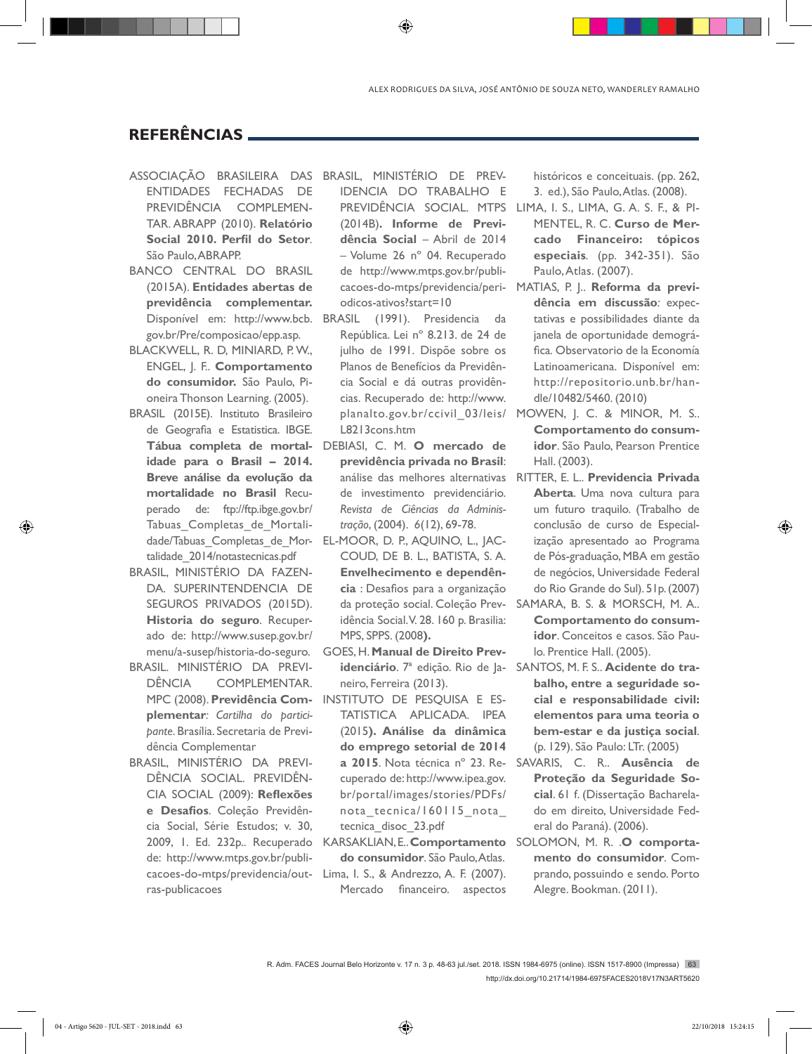## REFERÊNCIAS

ASSOCIAÇÃO BRASILEIRA DAS ENTIDADES FECHADAS DE PREVIDÊNCIA COMPLEMENTAR. ABRAPP (2010). **Relatório Social 2010. Perfil do Setor**. São Paulo, ABRAPP.

BANCO CENTRAL DO BRASIL (2015A). **Entidades abertas de previdência complementar.** Disponível em: http://www.bcb.gov.br/Pre/composicao/epp.asp.

BLACKWELL, R. D, MINIARD, P. W., ENGEL, J. F.. **Comportamento do consumidor.** São Paulo, Pioneira Thonson Learning. (2005).

BRASIL (2015E). Instituto Brasileiro de Geografia e Estatistica. IBGE. **Tábua completa de mortalidade para o Brasil – 2014. Breve análise da evolução da mortalidade no Brasil** Recuperado de: ftp://ftp.ibge.gov.br/Tabuas_Completas_de_Mortalidade/Tabuas_Completas_de_Mortalidade_2014/notastecnicas.pdf

BRASIL, MINISTÉRIO DA FAZENDA. SUPERINTENDENCIA DE SEGUROS PRIVADOS (2015D). **Historia do seguro**. Recuperado de: http://www.susep.gov.br/menu/a-susep/historia-do-seguro.

BRASIL. MINISTÉRIO DA PREVIDÊNCIA COMPLEMENTAR. MPC (2008). **Previdência Complementar**: *Cartilha do participante*. Brasília. Secretaria de Previdência Complementar

BRASIL, MINISTÉRIO DA PREVIDÊNCIA SOCIAL. PREVIDÊNCIA SOCIAL (2009): **Reflexões e Desafios**. Coleção Previdência Social, Série Estudos; v. 30, 2009, 1. Ed. 232p.. Recuperado de: http://www.mtps.gov.br/publicacoes-do-mtps/previdencia/outras-publicacoes

BRASIL, MINISTÉRIO DE PREVIDENCIA DO TRABALHO E PREVIDÊNCIA SOCIAL. MTPS (2014B**). Informe de Previdência Social** – Abril de 2014 – Volume 26 nº 04. Recuperado de http://www.mtps.gov.br/publicacoes-do-mtps/previdencia/periodicos-ativos?start=10

BRASIL (1991). Presidencia da República. Lei nº 8.213. de 24 de julho de 1991. Dispõe sobre os Planos de Benefícios da Previdência Social e dá outras providências. Recuperado de: http://www.planalto.gov.br/ccivil_03/leis/L8213cons.htm

DEBIASI, C. M. **O mercado de previdência privada no Brasil**: análise das melhores alternativas de investimento previdenciário. *Revista de Ciências da Administração*, (2004). 6(12), 69-78.

EL-MOOR, D. P., AQUINO, L., JACCOUD, DE B. L., BATISTA, S. A. **Envelhecimento e dependência** : Desafios para a organização da proteção social. Coleção Previdência Social. V. 28. 160 p. Brasilia: MPS, SPPS. (2008**).**

GOES, H. **Manual de Direito Previdenciário**. 7ª edição. Rio de Janeiro, Ferreira (2013).

INSTITUTO DE PESQUISA E ESTATISTICA APLICADA. IPEA (2015**). Análise da dinâmica do emprego setorial de 2014 a 2015**. Nota técnica nº 23. Recuperado de: http://www.ipea.gov.br/portal/images/stories/PDFs/nota_tecnica/160115_nota_tecnica_disoc_23.pdf

KARSAKLIAN, E.. **Comportamento do consumidor**. São Paulo, Atlas.

Lima, I. S., & Andrezzo, A. F. (2007). Mercado financeiro. aspectos históricos e conceituais. (pp. 262, 3. ed.), São Paulo, Atlas. (2008).

LIMA, I. S., LIMA, G. A. S. F., & PIMENTEL, R. C. **Curso de Mercado Financeiro: tópicos especiais**. (pp. 342-351). São Paulo, Atlas. (2007).

MATIAS, P. J.. **Reforma da previdência em discussão**: expectativas e possibilidades diante da janela de oportunidade demográfica. Observatorio de la Economía Latinoamericana. Disponível em: http://repositorio.unb.br/handle/10482/5460. (2010)

MOWEN, J. C. & MINOR, M. S.. **Comportamento do consumidor**. São Paulo, Pearson Prentice Hall. (2003).

RITTER, E. L.. **Previdencia Privada Aberta**. Uma nova cultura para um futuro traquilo. (Trabalho de conclusão de curso de Especialização apresentado ao Programa de Pós-graduação, MBA em gestão de negócios, Universidade Federal do Rio Grande do Sul). 51p. (2007)

SAMARA, B. S. & MORSCH, M. A.. **Comportamento do consumidor**. Conceitos e casos. São Paulo. Prentice Hall. (2005).

SANTOS, M. F. S.. **Acidente do trabalho, entre a seguridade social e responsabilidade civil: elementos para uma teoria o bem-estar e da justiça social**. (p. 129). São Paulo: LTr. (2005)

SAVARIS, C. R.. **Ausência de Proteção da Seguridade Social**. 61 f. (Dissertação Bacharelado em direito, Universidade Federal do Paraná). (2006).

SOLOMON, M. R. .**O comportamento do consumidor**. Comprando, possuindo e sendo. Porto Alegre. Bookman. (2011).